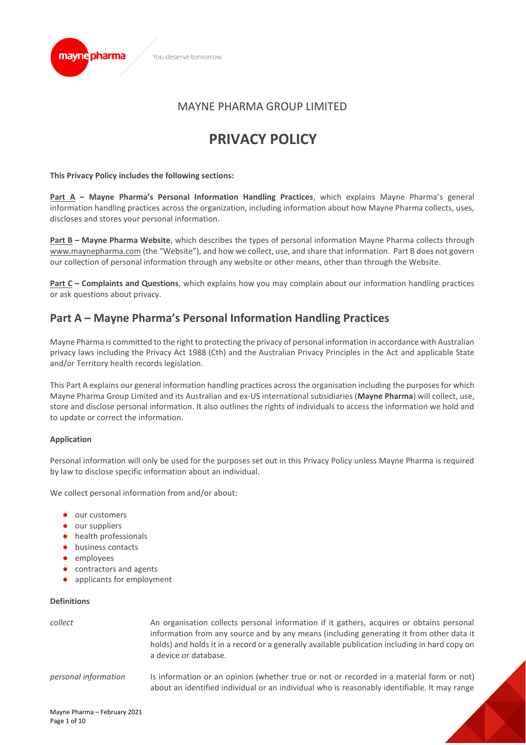# MAYNE PHARMA GROUP LIMITED

# PRIVACY POLICY

**This Privacy Policy includes the following sections:**

**Part A – Mayne Pharma's Personal Information Handling Practices**, which explains Mayne Pharma's general information handling practices across the organization, including information about how Mayne Pharma collects, uses, discloses and stores your personal information.

**Part B – Mayne Pharma Website**, which describes the types of personal information Mayne Pharma collects through www.maynepharma.com (the "Website"), and how we collect, use, and share that information. Part B does not govern our collection of personal information through any website or other means, other than through the Website.

**Part C – Complaints and Questions**, which explains how you may complain about our information handling practices or ask questions about privacy.

## Part A – Mayne Pharma's Personal Information Handling Practices

Mayne Pharma is committed to the right to protecting the privacy of personal information in accordance with Australian privacy laws including the Privacy Act 1988 (Cth) and the Australian Privacy Principles in the Act and applicable State and/or Territory health records legislation.

This Part A explains our general information handling practices across the organisation including the purposes for which Mayne Pharma Group Limited and its Australian and ex-US international subsidiaries (**Mayne Pharma**) will collect, use, store and disclose personal information. It also outlines the rights of individuals to access the information we hold and to update or correct the information.

### Application

Personal information will only be used for the purposes set out in this Privacy Policy unless Mayne Pharma is required by law to disclose specific information about an individual.

We collect personal information from and/or about:

- our customers
- our suppliers
- health professionals
- business contacts
- employees
- contractors and agents
- applicants for employment

### Definitions

| | |
|---|---|
| *collect* | An organisation collects personal information if it gathers, acquires or obtains personal information from any source and by any means (including generating it from other data it holds) and holds it in a record or a generally available publication including in hard copy on a device or database. |
| *personal information* | Is information or an opinion (whether true or not or recorded in a material form or not) about an identified individual or an individual who is reasonably identifiable. It may range |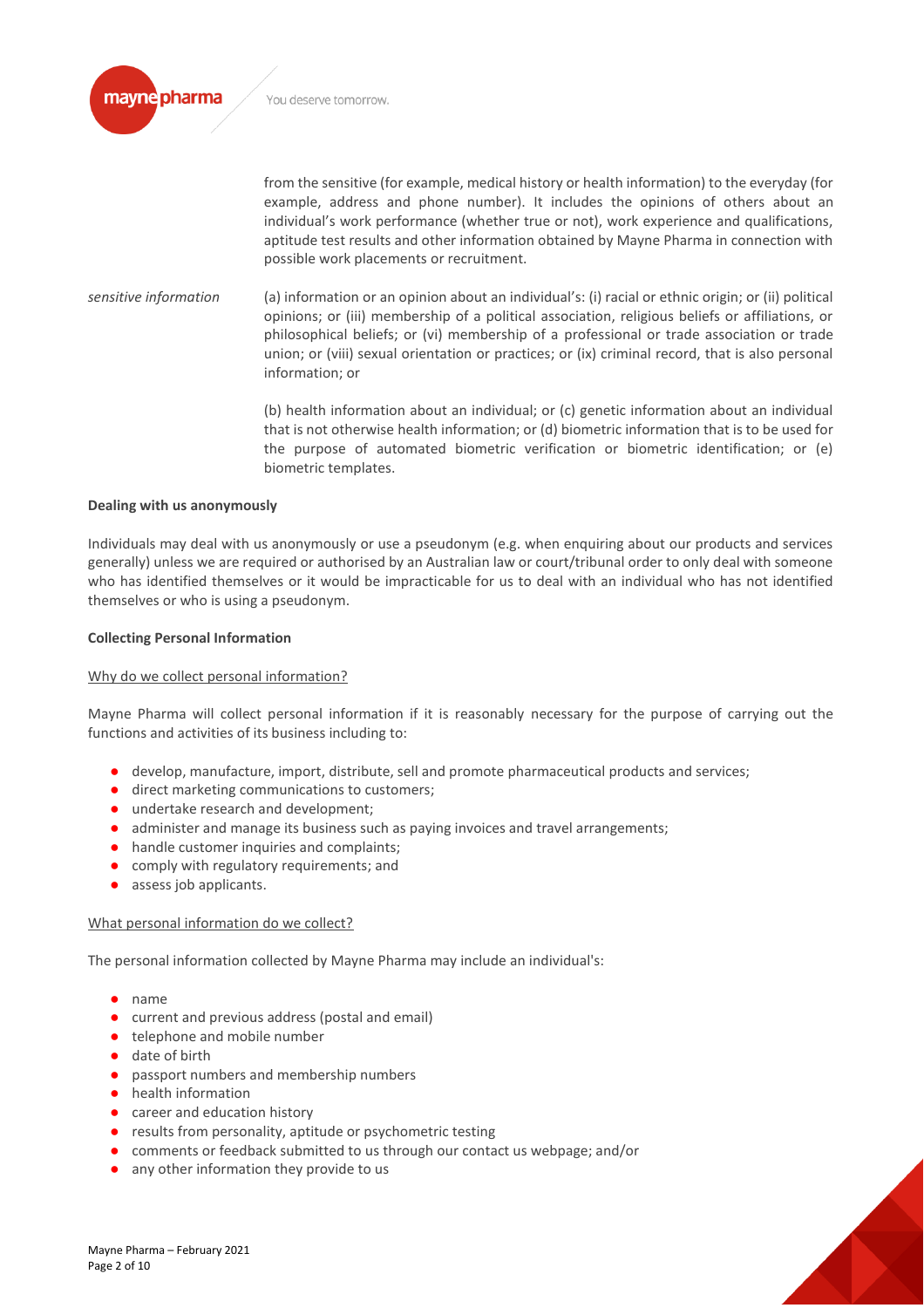from the sensitive (for example, medical history or health information) to the everyday (for example, address and phone number). It includes the opinions of others about an individual's work performance (whether true or not), work experience and qualifications, aptitude test results and other information obtained by Mayne Pharma in connection with possible work placements or recruitment.

| | |
|---|---|
| *sensitive information* | (a) information or an opinion about an individual's: (i) racial or ethnic origin; or (ii) political opinions; or (iii) membership of a political association, religious beliefs or affiliations, or philosophical beliefs; or (vi) membership of a professional or trade association or trade union; or (viii) sexual orientation or practices; or (ix) criminal record, that is also personal information; or<br><br>(b) health information about an individual; or (c) genetic information about an individual that is not otherwise health information; or (d) biometric information that is to be used for the purpose of automated biometric verification or biometric identification; or (e) biometric templates. |

**Dealing with us anonymously**

Individuals may deal with us anonymously or use a pseudonym (e.g. when enquiring about our products and services generally) unless we are required or authorised by an Australian law or court/tribunal order to only deal with someone who has identified themselves or it would be impracticable for us to deal with an individual who has not identified themselves or who is using a pseudonym.

**Collecting Personal Information**

Why do we collect personal information?

Mayne Pharma will collect personal information if it is reasonably necessary for the purpose of carrying out the functions and activities of its business including to:

- develop, manufacture, import, distribute, sell and promote pharmaceutical products and services;
- direct marketing communications to customers;
- undertake research and development;
- administer and manage its business such as paying invoices and travel arrangements;
- handle customer inquiries and complaints;
- comply with regulatory requirements; and
- assess job applicants.

What personal information do we collect?

The personal information collected by Mayne Pharma may include an individual's:

- name
- current and previous address (postal and email)
- telephone and mobile number
- date of birth
- passport numbers and membership numbers
- health information
- career and education history
- results from personality, aptitude or psychometric testing
- comments or feedback submitted to us through our contact us webpage; and/or
- any other information they provide to us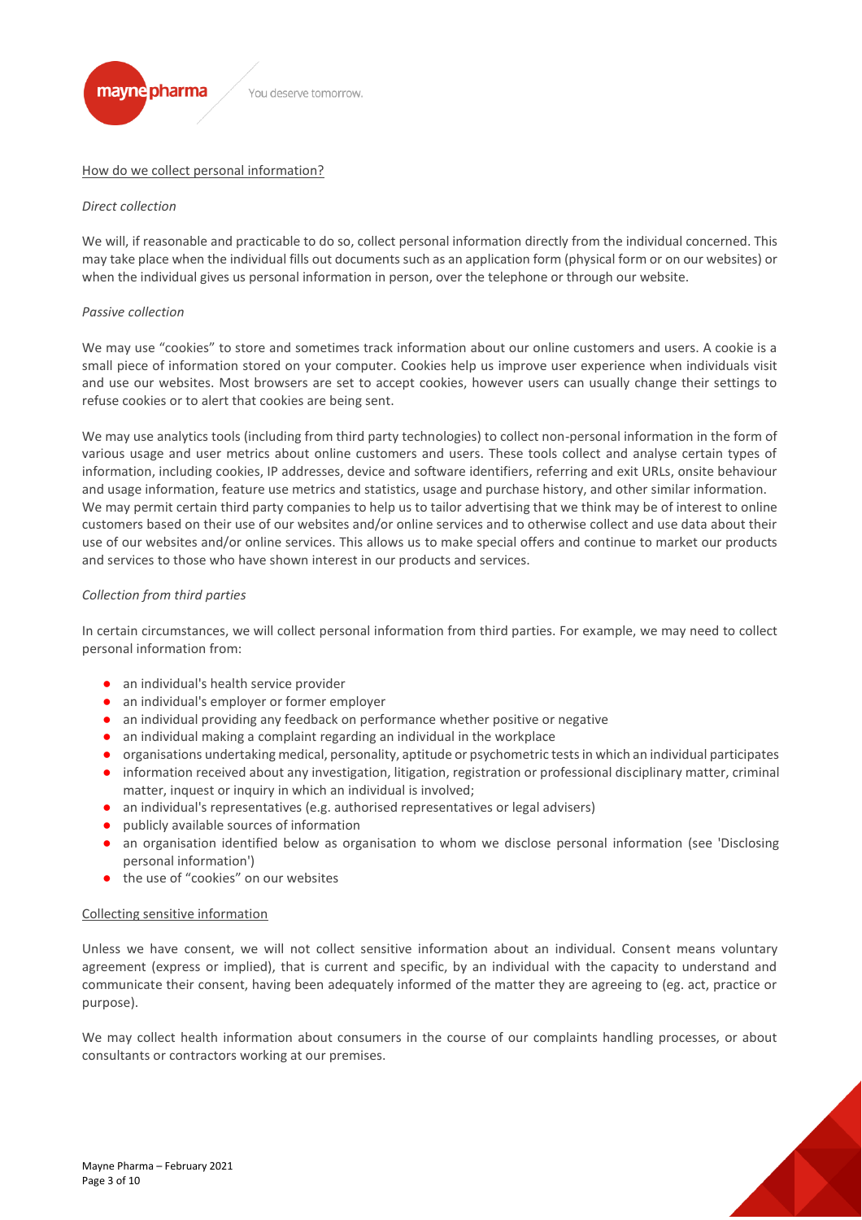## How do we collect personal information?

*Direct collection*

We will, if reasonable and practicable to do so, collect personal information directly from the individual concerned. This may take place when the individual fills out documents such as an application form (physical form or on our websites) or when the individual gives us personal information in person, over the telephone or through our website.

*Passive collection*

We may use "cookies" to store and sometimes track information about our online customers and users. A cookie is a small piece of information stored on your computer. Cookies help us improve user experience when individuals visit and use our websites. Most browsers are set to accept cookies, however users can usually change their settings to refuse cookies or to alert that cookies are being sent.

We may use analytics tools (including from third party technologies) to collect non-personal information in the form of various usage and user metrics about online customers and users. These tools collect and analyse certain types of information, including cookies, IP addresses, device and software identifiers, referring and exit URLs, onsite behaviour and usage information, feature use metrics and statistics, usage and purchase history, and other similar information. We may permit certain third party companies to help us to tailor advertising that we think may be of interest to online customers based on their use of our websites and/or online services and to otherwise collect and use data about their use of our websites and/or online services. This allows us to make special offers and continue to market our products and services to those who have shown interest in our products and services.

*Collection from third parties*

In certain circumstances, we will collect personal information from third parties. For example, we may need to collect personal information from:

- an individual's health service provider
- an individual's employer or former employer
- an individual providing any feedback on performance whether positive or negative
- an individual making a complaint regarding an individual in the workplace
- organisations undertaking medical, personality, aptitude or psychometric tests in which an individual participates
- information received about any investigation, litigation, registration or professional disciplinary matter, criminal matter, inquest or inquiry in which an individual is involved;
- an individual's representatives (e.g. authorised representatives or legal advisers)
- publicly available sources of information
- an organisation identified below as organisation to whom we disclose personal information (see 'Disclosing personal information')
- the use of "cookies" on our websites

## Collecting sensitive information

Unless we have consent, we will not collect sensitive information about an individual. Consent means voluntary agreement (express or implied), that is current and specific, by an individual with the capacity to understand and communicate their consent, having been adequately informed of the matter they are agreeing to (eg. act, practice or purpose).

We may collect health information about consumers in the course of our complaints handling processes, or about consultants or contractors working at our premises.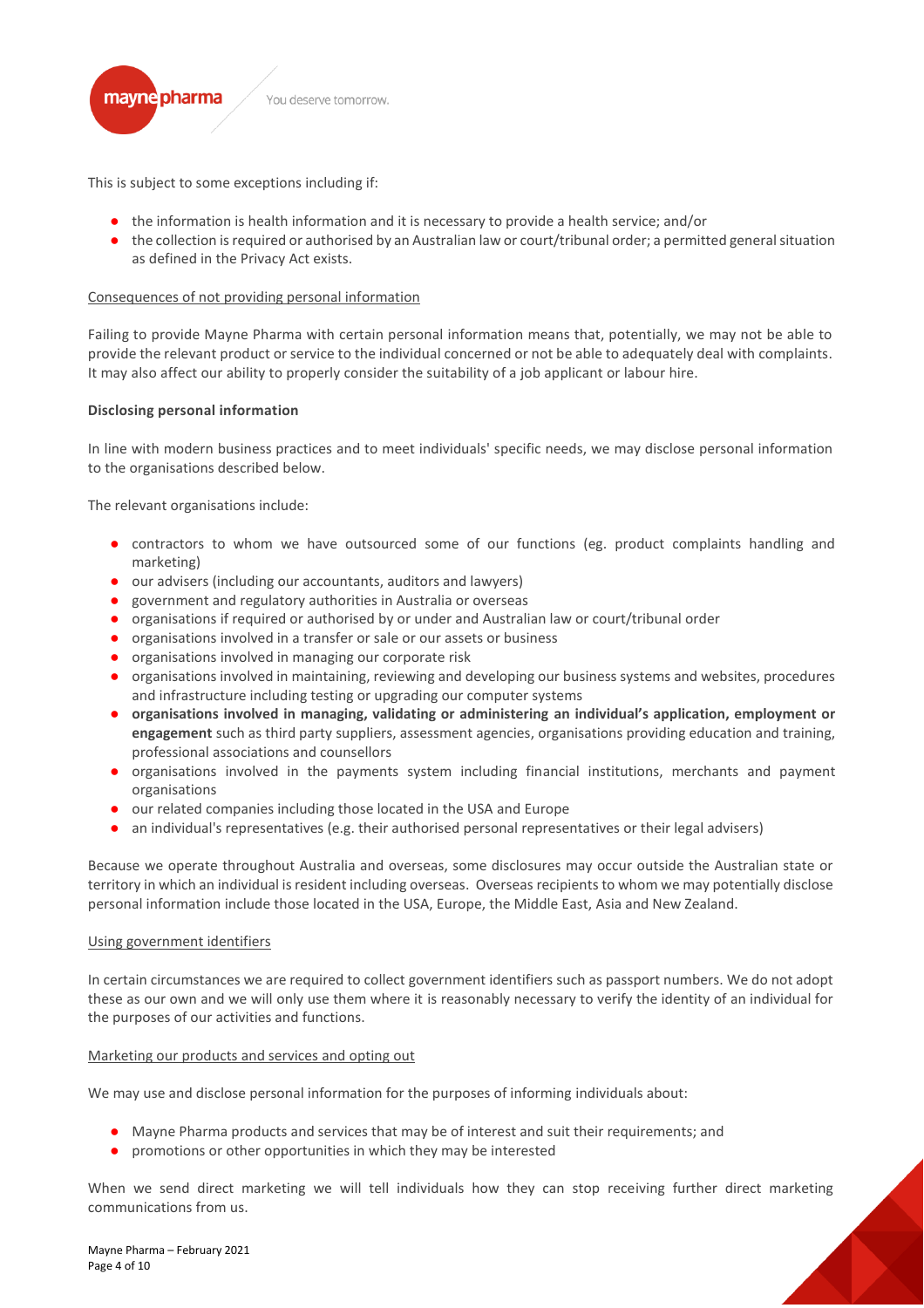This is subject to some exceptions including if:

- the information is health information and it is necessary to provide a health service; and/or
- the collection is required or authorised by an Australian law or court/tribunal order; a permitted general situation as defined in the Privacy Act exists.

Consequences of not providing personal information

Failing to provide Mayne Pharma with certain personal information means that, potentially, we may not be able to provide the relevant product or service to the individual concerned or not be able to adequately deal with complaints. It may also affect our ability to properly consider the suitability of a job applicant or labour hire.

**Disclosing personal information**

In line with modern business practices and to meet individuals' specific needs, we may disclose personal information to the organisations described below.

The relevant organisations include:

- contractors to whom we have outsourced some of our functions (eg. product complaints handling and marketing)
- our advisers (including our accountants, auditors and lawyers)
- government and regulatory authorities in Australia or overseas
- organisations if required or authorised by or under and Australian law or court/tribunal order
- organisations involved in a transfer or sale or our assets or business
- organisations involved in managing our corporate risk
- organisations involved in maintaining, reviewing and developing our business systems and websites, procedures and infrastructure including testing or upgrading our computer systems
- **organisations involved in managing, validating or administering an individual's application, employment or engagement** such as third party suppliers, assessment agencies, organisations providing education and training, professional associations and counsellors
- organisations involved in the payments system including financial institutions, merchants and payment organisations
- our related companies including those located in the USA and Europe
- an individual's representatives (e.g. their authorised personal representatives or their legal advisers)

Because we operate throughout Australia and overseas, some disclosures may occur outside the Australian state or territory in which an individual is resident including overseas. Overseas recipients to whom we may potentially disclose personal information include those located in the USA, Europe, the Middle East, Asia and New Zealand.

Using government identifiers

In certain circumstances we are required to collect government identifiers such as passport numbers. We do not adopt these as our own and we will only use them where it is reasonably necessary to verify the identity of an individual for the purposes of our activities and functions.

Marketing our products and services and opting out

We may use and disclose personal information for the purposes of informing individuals about:

- Mayne Pharma products and services that may be of interest and suit their requirements; and
- promotions or other opportunities in which they may be interested

When we send direct marketing we will tell individuals how they can stop receiving further direct marketing communications from us.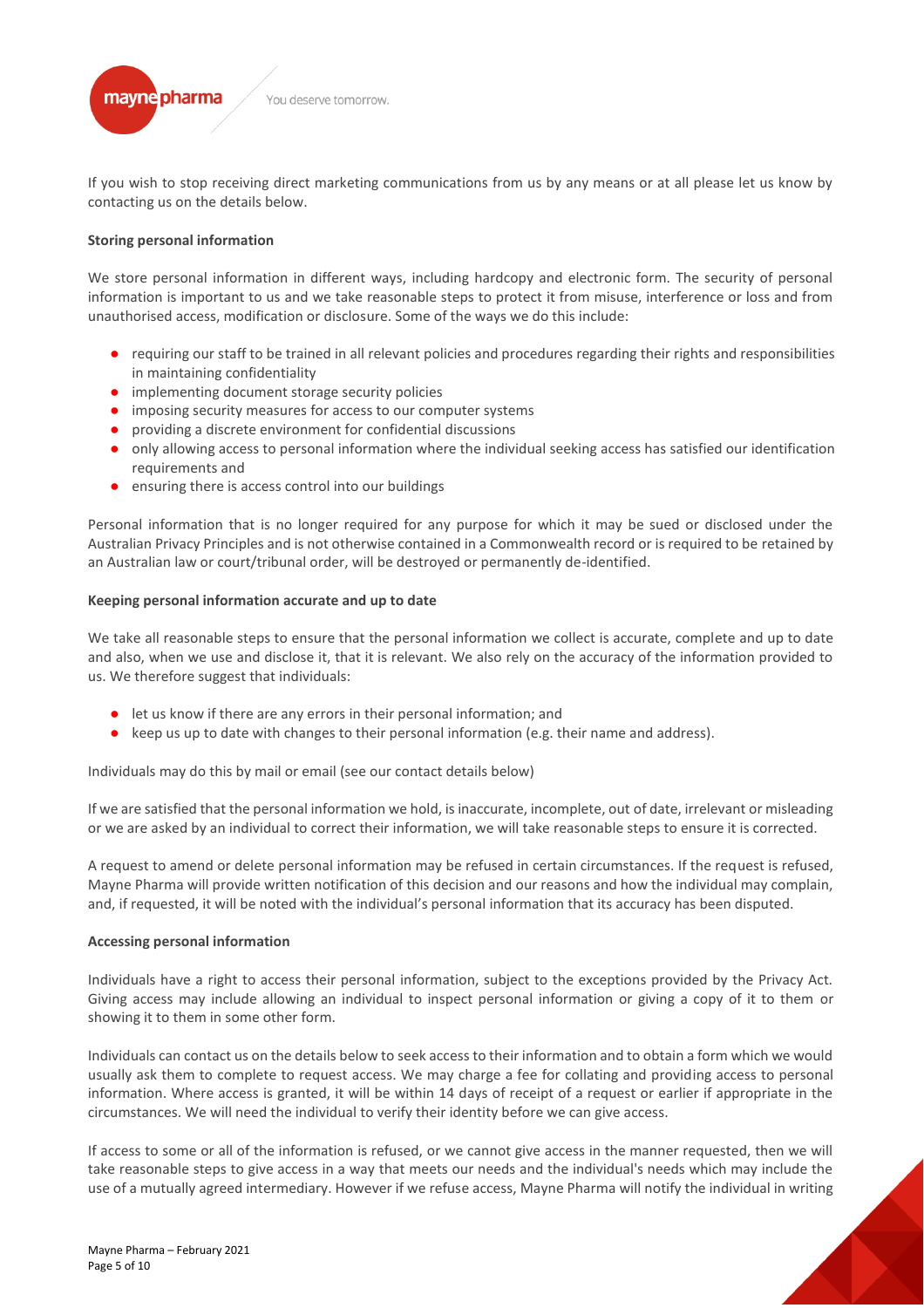If you wish to stop receiving direct marketing communications from us by any means or at all please let us know by contacting us on the details below.

**Storing personal information**

We store personal information in different ways, including hardcopy and electronic form. The security of personal information is important to us and we take reasonable steps to protect it from misuse, interference or loss and from unauthorised access, modification or disclosure. Some of the ways we do this include:

- requiring our staff to be trained in all relevant policies and procedures regarding their rights and responsibilities in maintaining confidentiality
- implementing document storage security policies
- imposing security measures for access to our computer systems
- providing a discrete environment for confidential discussions
- only allowing access to personal information where the individual seeking access has satisfied our identification requirements and
- ensuring there is access control into our buildings

Personal information that is no longer required for any purpose for which it may be sued or disclosed under the Australian Privacy Principles and is not otherwise contained in a Commonwealth record or is required to be retained by an Australian law or court/tribunal order, will be destroyed or permanently de-identified.

**Keeping personal information accurate and up to date**

We take all reasonable steps to ensure that the personal information we collect is accurate, complete and up to date and also, when we use and disclose it, that it is relevant. We also rely on the accuracy of the information provided to us. We therefore suggest that individuals:

- let us know if there are any errors in their personal information; and
- keep us up to date with changes to their personal information (e.g. their name and address).

Individuals may do this by mail or email (see our contact details below)

If we are satisfied that the personal information we hold, is inaccurate, incomplete, out of date, irrelevant or misleading or we are asked by an individual to correct their information, we will take reasonable steps to ensure it is corrected.

A request to amend or delete personal information may be refused in certain circumstances. If the request is refused, Mayne Pharma will provide written notification of this decision and our reasons and how the individual may complain, and, if requested, it will be noted with the individual's personal information that its accuracy has been disputed.

**Accessing personal information**

Individuals have a right to access their personal information, subject to the exceptions provided by the Privacy Act. Giving access may include allowing an individual to inspect personal information or giving a copy of it to them or showing it to them in some other form.

Individuals can contact us on the details below to seek access to their information and to obtain a form which we would usually ask them to complete to request access. We may charge a fee for collating and providing access to personal information. Where access is granted, it will be within 14 days of receipt of a request or earlier if appropriate in the circumstances. We will need the individual to verify their identity before we can give access.

If access to some or all of the information is refused, or we cannot give access in the manner requested, then we will take reasonable steps to give access in a way that meets our needs and the individual's needs which may include the use of a mutually agreed intermediary. However if we refuse access, Mayne Pharma will notify the individual in writing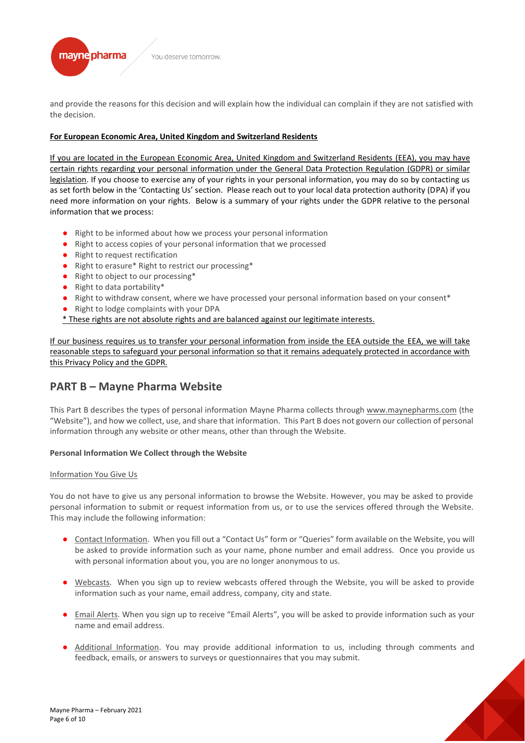and provide the reasons for this decision and will explain how the individual can complain if they are not satisfied with the decision.

**For European Economic Area, United Kingdom and Switzerland Residents**

If you are located in the European Economic Area, United Kingdom and Switzerland Residents (EEA), you may have certain rights regarding your personal information under the General Data Protection Regulation (GDPR) or similar legislation. If you choose to exercise any of your rights in your personal information, you may do so by contacting us as set forth below in the 'Contacting Us' section. Please reach out to your local data protection authority (DPA) if you need more information on your rights. Below is a summary of your rights under the GDPR relative to the personal information that we process:

- Right to be informed about how we process your personal information
- Right to access copies of your personal information that we processed
- Right to request rectification
- Right to erasure* Right to restrict our processing*
- Right to object to our processing*
- Right to data portability*
- Right to withdraw consent, where we have processed your personal information based on your consent*
- Right to lodge complaints with your DPA

\* These rights are not absolute rights and are balanced against our legitimate interests.

If our business requires us to transfer your personal information from inside the EEA outside the EEA, we will take reasonable steps to safeguard your personal information so that it remains adequately protected in accordance with this Privacy Policy and the GDPR.

## PART B – Mayne Pharma Website

This Part B describes the types of personal information Mayne Pharma collects through www.maynepharms.com (the "Website"), and how we collect, use, and share that information. This Part B does not govern our collection of personal information through any website or other means, other than through the Website.

**Personal Information We Collect through the Website**

Information You Give Us

You do not have to give us any personal information to browse the Website. However, you may be asked to provide personal information to submit or request information from us, or to use the services offered through the Website. This may include the following information:

- Contact Information. When you fill out a "Contact Us" form or "Queries" form available on the Website, you will be asked to provide information such as your name, phone number and email address. Once you provide us with personal information about you, you are no longer anonymous to us.
- Webcasts. When you sign up to review webcasts offered through the Website, you will be asked to provide information such as your name, email address, company, city and state.
- Email Alerts. When you sign up to receive "Email Alerts", you will be asked to provide information such as your name and email address.
- Additional Information. You may provide additional information to us, including through comments and feedback, emails, or answers to surveys or questionnaires that you may submit.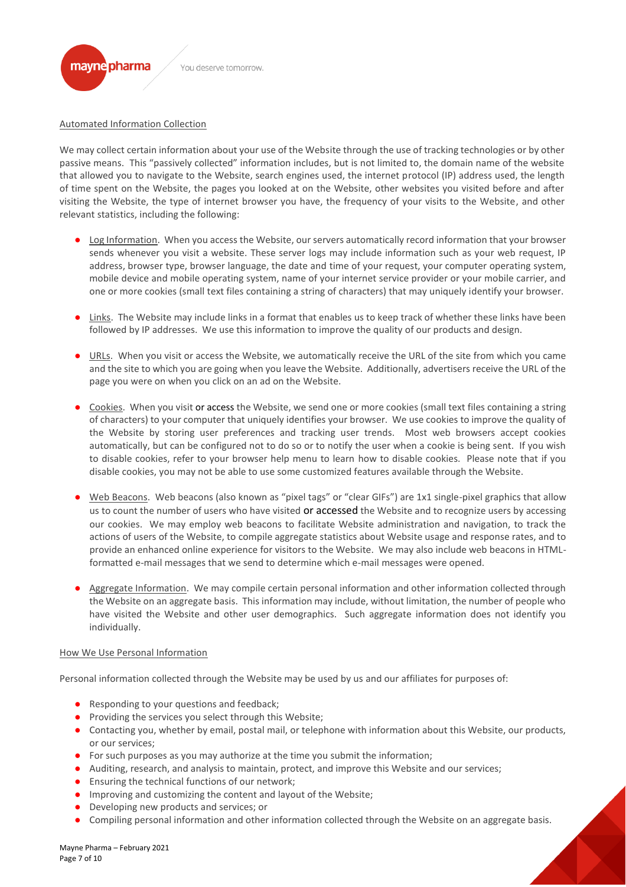## Automated Information Collection

We may collect certain information about your use of the Website through the use of tracking technologies or by other passive means. This "passively collected" information includes, but is not limited to, the domain name of the website that allowed you to navigate to the Website, search engines used, the internet protocol (IP) address used, the length of time spent on the Website, the pages you looked at on the Website, other websites you visited before and after visiting the Website, the type of internet browser you have, the frequency of your visits to the Website, and other relevant statistics, including the following:

- Log Information. When you access the Website, our servers automatically record information that your browser sends whenever you visit a website. These server logs may include information such as your web request, IP address, browser type, browser language, the date and time of your request, your computer operating system, mobile device and mobile operating system, name of your internet service provider or your mobile carrier, and one or more cookies (small text files containing a string of characters) that may uniquely identify your browser.

- Links. The Website may include links in a format that enables us to keep track of whether these links have been followed by IP addresses. We use this information to improve the quality of our products and design.

- URLs. When you visit or access the Website, we automatically receive the URL of the site from which you came and the site to which you are going when you leave the Website. Additionally, advertisers receive the URL of the page you were on when you click on an ad on the Website.

- Cookies. When you visit or access the Website, we send one or more cookies (small text files containing a string of characters) to your computer that uniquely identifies your browser. We use cookies to improve the quality of the Website by storing user preferences and tracking user trends. Most web browsers accept cookies automatically, but can be configured not to do so or to notify the user when a cookie is being sent. If you wish to disable cookies, refer to your browser help menu to learn how to disable cookies. Please note that if you disable cookies, you may not be able to use some customized features available through the Website.

- Web Beacons. Web beacons (also known as "pixel tags" or "clear GIFs") are 1x1 single-pixel graphics that allow us to count the number of users who have visited or accessed the Website and to recognize users by accessing our cookies. We may employ web beacons to facilitate Website administration and navigation, to track the actions of users of the Website, to compile aggregate statistics about Website usage and response rates, and to provide an enhanced online experience for visitors to the Website. We may also include web beacons in HTML-formatted e-mail messages that we send to determine which e-mail messages were opened.

- Aggregate Information. We may compile certain personal information and other information collected through the Website on an aggregate basis. This information may include, without limitation, the number of people who have visited the Website and other user demographics. Such aggregate information does not identify you individually.

## How We Use Personal Information

Personal information collected through the Website may be used by us and our affiliates for purposes of:

- Responding to your questions and feedback;
- Providing the services you select through this Website;
- Contacting you, whether by email, postal mail, or telephone with information about this Website, our products, or our services;
- For such purposes as you may authorize at the time you submit the information;
- Auditing, research, and analysis to maintain, protect, and improve this Website and our services;
- Ensuring the technical functions of our network;
- Improving and customizing the content and layout of the Website;
- Developing new products and services; or
- Compiling personal information and other information collected through the Website on an aggregate basis.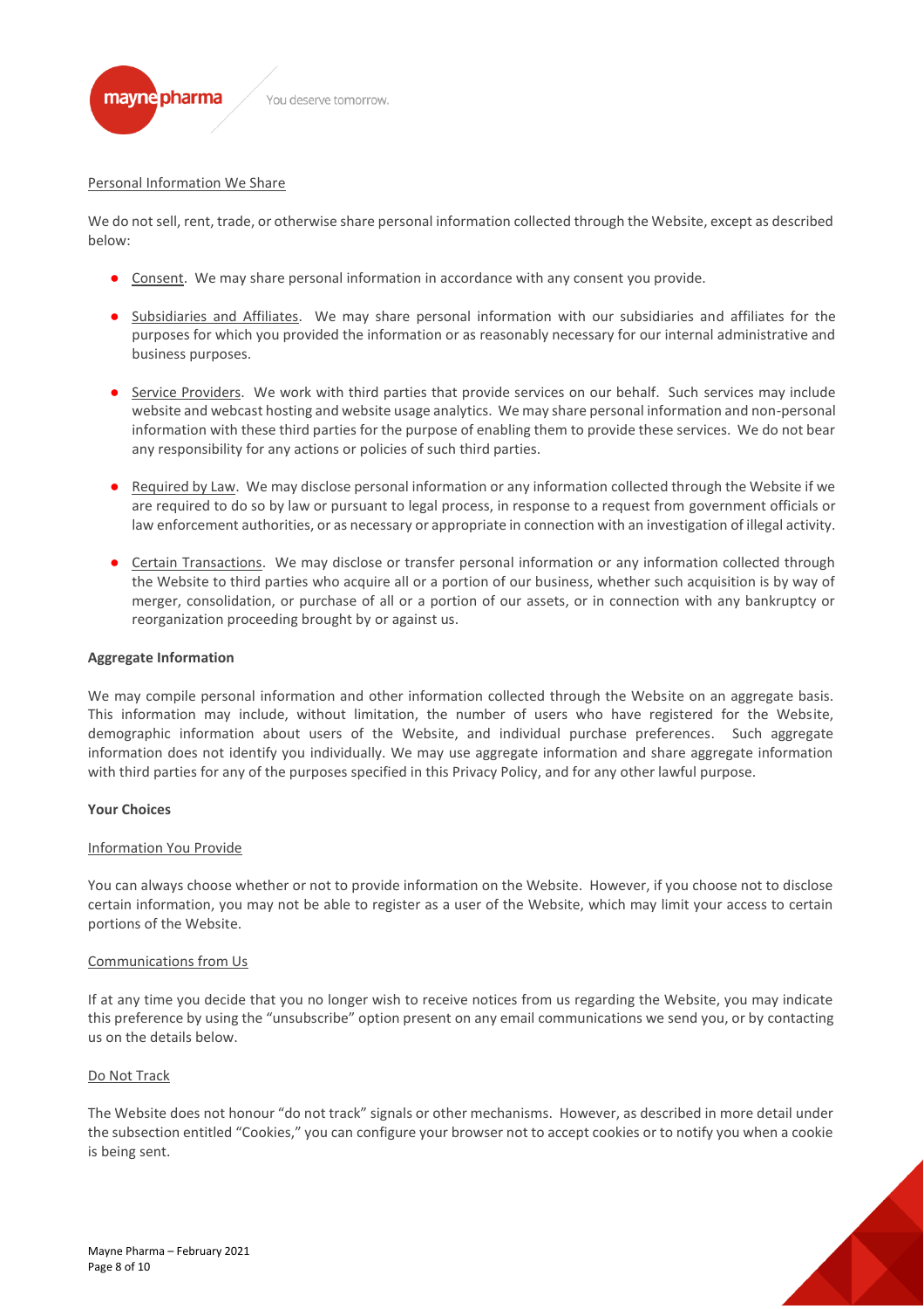Personal Information We Share

We do not sell, rent, trade, or otherwise share personal information collected through the Website, except as described below:

- Consent. We may share personal information in accordance with any consent you provide.
- Subsidiaries and Affiliates. We may share personal information with our subsidiaries and affiliates for the purposes for which you provided the information or as reasonably necessary for our internal administrative and business purposes.
- Service Providers. We work with third parties that provide services on our behalf. Such services may include website and webcast hosting and website usage analytics. We may share personal information and non-personal information with these third parties for the purpose of enabling them to provide these services. We do not bear any responsibility for any actions or policies of such third parties.
- Required by Law. We may disclose personal information or any information collected through the Website if we are required to do so by law or pursuant to legal process, in response to a request from government officials or law enforcement authorities, or as necessary or appropriate in connection with an investigation of illegal activity.
- Certain Transactions. We may disclose or transfer personal information or any information collected through the Website to third parties who acquire all or a portion of our business, whether such acquisition is by way of merger, consolidation, or purchase of all or a portion of our assets, or in connection with any bankruptcy or reorganization proceeding brought by or against us.

**Aggregate Information**

We may compile personal information and other information collected through the Website on an aggregate basis. This information may include, without limitation, the number of users who have registered for the Website, demographic information about users of the Website, and individual purchase preferences. Such aggregate information does not identify you individually. We may use aggregate information and share aggregate information with third parties for any of the purposes specified in this Privacy Policy, and for any other lawful purpose.

**Your Choices**

Information You Provide

You can always choose whether or not to provide information on the Website. However, if you choose not to disclose certain information, you may not be able to register as a user of the Website, which may limit your access to certain portions of the Website.

Communications from Us

If at any time you decide that you no longer wish to receive notices from us regarding the Website, you may indicate this preference by using the "unsubscribe" option present on any email communications we send you, or by contacting us on the details below.

Do Not Track

The Website does not honour "do not track" signals or other mechanisms. However, as described in more detail under the subsection entitled "Cookies," you can configure your browser not to accept cookies or to notify you when a cookie is being sent.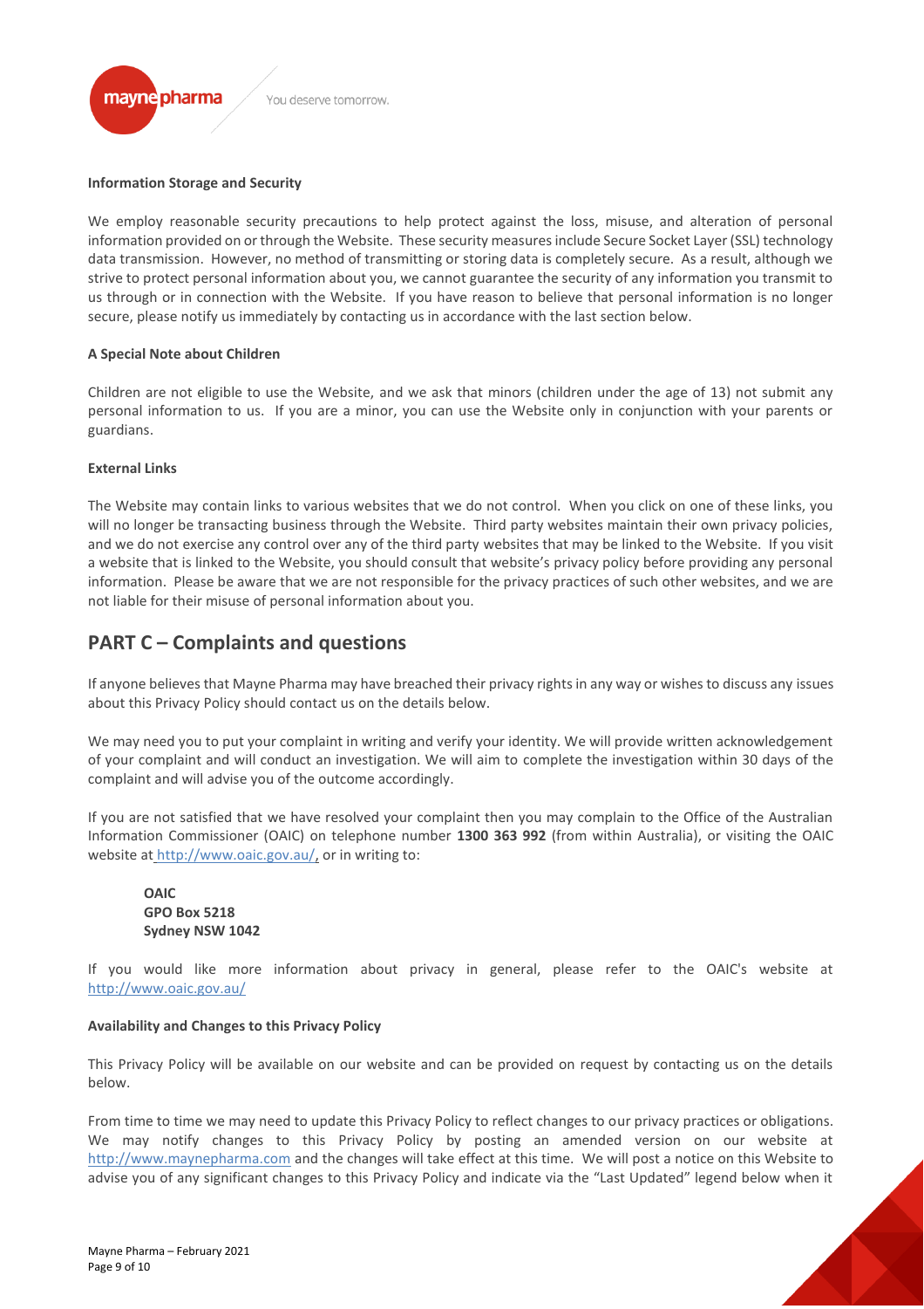**Information Storage and Security**

We employ reasonable security precautions to help protect against the loss, misuse, and alteration of personal information provided on or through the Website. These security measures include Secure Socket Layer (SSL) technology data transmission. However, no method of transmitting or storing data is completely secure. As a result, although we strive to protect personal information about you, we cannot guarantee the security of any information you transmit to us through or in connection with the Website. If you have reason to believe that personal information is no longer secure, please notify us immediately by contacting us in accordance with the last section below.

**A Special Note about Children**

Children are not eligible to use the Website, and we ask that minors (children under the age of 13) not submit any personal information to us. If you are a minor, you can use the Website only in conjunction with your parents or guardians.

**External Links**

The Website may contain links to various websites that we do not control. When you click on one of these links, you will no longer be transacting business through the Website. Third party websites maintain their own privacy policies, and we do not exercise any control over any of the third party websites that may be linked to the Website. If you visit a website that is linked to the Website, you should consult that website's privacy policy before providing any personal information. Please be aware that we are not responsible for the privacy practices of such other websites, and we are not liable for their misuse of personal information about you.

## PART C – Complaints and questions

If anyone believes that Mayne Pharma may have breached their privacy rights in any way or wishes to discuss any issues about this Privacy Policy should contact us on the details below.

We may need you to put your complaint in writing and verify your identity. We will provide written acknowledgement of your complaint and will conduct an investigation. We will aim to complete the investigation within 30 days of the complaint and will advise you of the outcome accordingly.

If you are not satisfied that we have resolved your complaint then you may complain to the Office of the Australian Information Commissioner (OAIC) on telephone number **1300 363 992** (from within Australia), or visiting the OAIC website at http://www.oaic.gov.au/, or in writing to:

> **OAIC**
> **GPO Box 5218**
> **Sydney NSW 1042**

If you would like more information about privacy in general, please refer to the OAIC's website at http://www.oaic.gov.au/

**Availability and Changes to this Privacy Policy**

This Privacy Policy will be available on our website and can be provided on request by contacting us on the details below.

From time to time we may need to update this Privacy Policy to reflect changes to our privacy practices or obligations. We may notify changes to this Privacy Policy by posting an amended version on our website at http://www.maynepharma.com and the changes will take effect at this time. We will post a notice on this Website to advise you of any significant changes to this Privacy Policy and indicate via the "Last Updated" legend below when it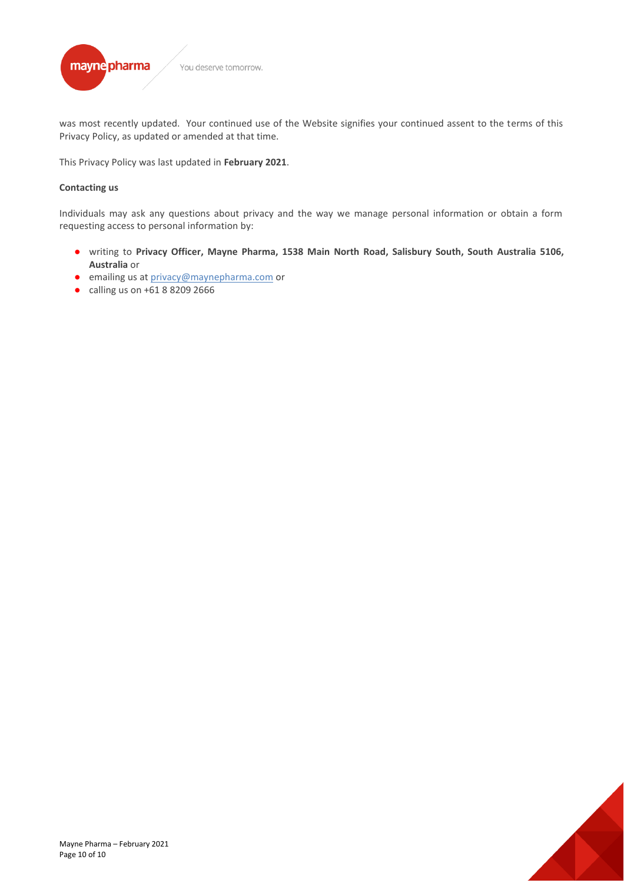was most recently updated. Your continued use of the Website signifies your continued assent to the terms of this Privacy Policy, as updated or amended at that time.

This Privacy Policy was last updated in **February 2021**.

**Contacting us**

Individuals may ask any questions about privacy and the way we manage personal information or obtain a form requesting access to personal information by:

- writing to **Privacy Officer, Mayne Pharma, 1538 Main North Road, Salisbury South, South Australia 5106, Australia** or
- emailing us at privacy@maynepharma.com or
- calling us on +61 8 8209 2666